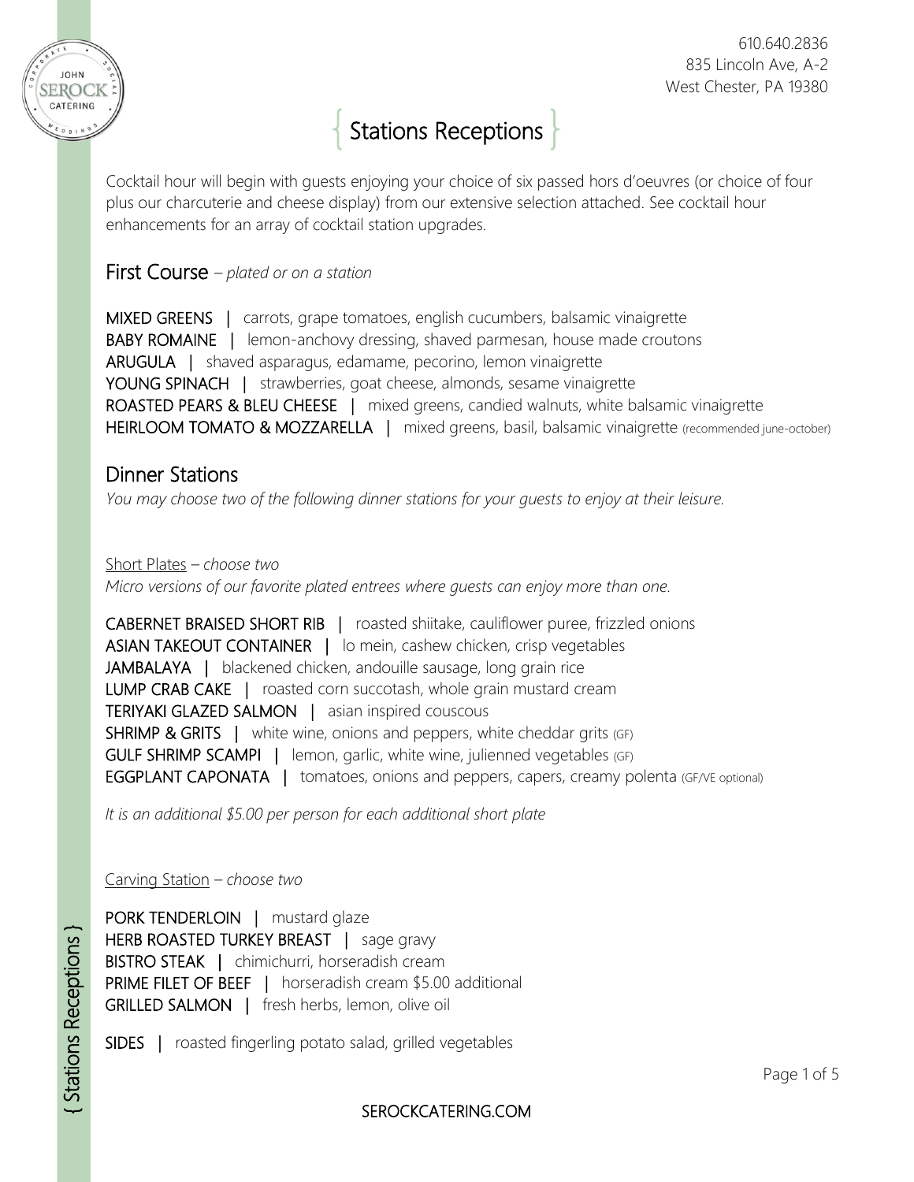610.640.2836
835 Lincoln Ave, A-2
West Chester, PA 19380

# { Stations Receptions }

Cocktail hour will begin with guests enjoying your choice of six passed hors d'oeuvres (or choice of four plus our charcuterie and cheese display) from our extensive selection attached. See cocktail hour enhancements for an array of cocktail station upgrades.

## First Course – *plated or on a station*

MIXED GREENS | carrots, grape tomatoes, english cucumbers, balsamic vinaigrette
BABY ROMAINE | lemon-anchovy dressing, shaved parmesan, house made croutons
ARUGULA | shaved asparagus, edamame, pecorino, lemon vinaigrette
YOUNG SPINACH | strawberries, goat cheese, almonds, sesame vinaigrette
ROASTED PEARS & BLEU CHEESE | mixed greens, candied walnuts, white balsamic vinaigrette
HEIRLOOM TOMATO & MOZZARELLA | mixed greens, basil, balsamic vinaigrette (recommended june-october)

## Dinner Stations

*You may choose two of the following dinner stations for your guests to enjoy at their leisure.*

### Short Plates – *choose two*

*Micro versions of our favorite plated entrees where guests can enjoy more than one.*

CABERNET BRAISED SHORT RIB | roasted shiitake, cauliflower puree, frizzled onions
ASIAN TAKEOUT CONTAINER | lo mein, cashew chicken, crisp vegetables
JAMBALAYA | blackened chicken, andouille sausage, long grain rice
LUMP CRAB CAKE | roasted corn succotash, whole grain mustard cream
TERIYAKI GLAZED SALMON | asian inspired couscous
SHRIMP & GRITS | white wine, onions and peppers, white cheddar grits (GF)
GULF SHRIMP SCAMPI | lemon, garlic, white wine, julienned vegetables (GF)
EGGPLANT CAPONATA | tomatoes, onions and peppers, capers, creamy polenta (GF/VE optional)

*It is an additional $5.00 per person for each additional short plate*

### Carving Station – *choose two*

PORK TENDERLOIN | mustard glaze
HERB ROASTED TURKEY BREAST | sage gravy
BISTRO STEAK | chimichurri, horseradish cream
PRIME FILET OF BEEF | horseradish cream $5.00 additional
GRILLED SALMON | fresh herbs, lemon, olive oil

SIDES | roasted fingerling potato salad, grilled vegetables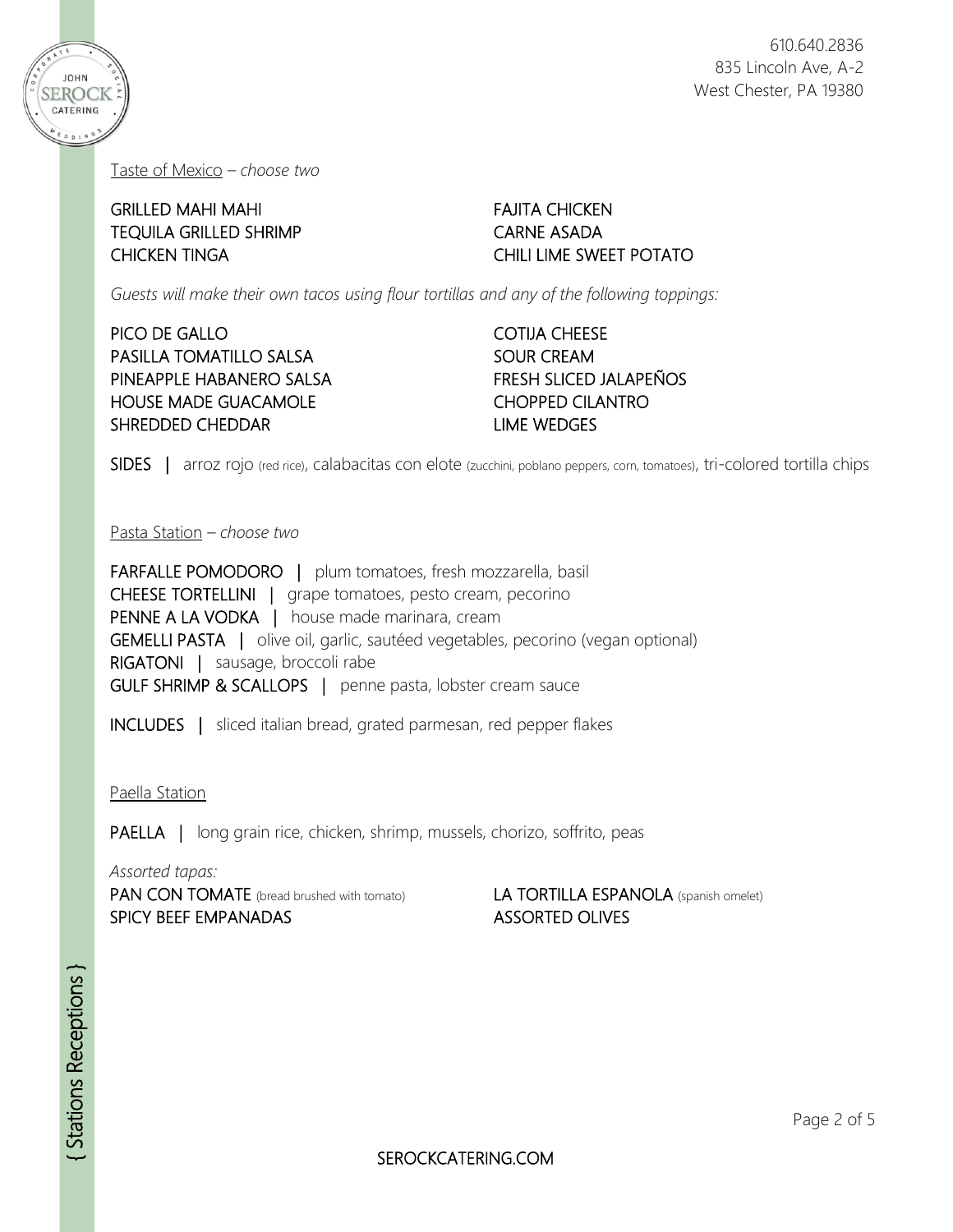## Taste of Mexico – *choose two*

GRILLED MAHI MAHI
TEQUILA GRILLED SHRIMP
CHICKEN TINGA
FAJITA CHICKEN
CARNE ASADA
CHILI LIME SWEET POTATO

*Guests will make their own tacos using flour tortillas and any of the following toppings:*

PICO DE GALLO
PASILLA TOMATILLO SALSA
PINEAPPLE HABANERO SALSA
HOUSE MADE GUACAMOLE
SHREDDED CHEDDAR
COTIJA CHEESE
SOUR CREAM
FRESH SLICED JALAPEÑOS
CHOPPED CILANTRO
LIME WEDGES

SIDES | arroz rojo (red rice), calabacitas con elote (zucchini, poblano peppers, corn, tomatoes), tri-colored tortilla chips

## Pasta Station – *choose two*

FARFALLE POMODORO | plum tomatoes, fresh mozzarella, basil
CHEESE TORTELLINI | grape tomatoes, pesto cream, pecorino
PENNE A LA VODKA | house made marinara, cream
GEMELLI PASTA | olive oil, garlic, sautéed vegetables, pecorino (vegan optional)
RIGATONI | sausage, broccoli rabe
GULF SHRIMP & SCALLOPS | penne pasta, lobster cream sauce

INCLUDES | sliced italian bread, grated parmesan, red pepper flakes

## Paella Station

PAELLA | long grain rice, chicken, shrimp, mussels, chorizo, soffrito, peas

*Assorted tapas:*
PAN CON TOMATE (bread brushed with tomato)
SPICY BEEF EMPANADAS
LA TORTILLA ESPANOLA (spanish omelet)
ASSORTED OLIVES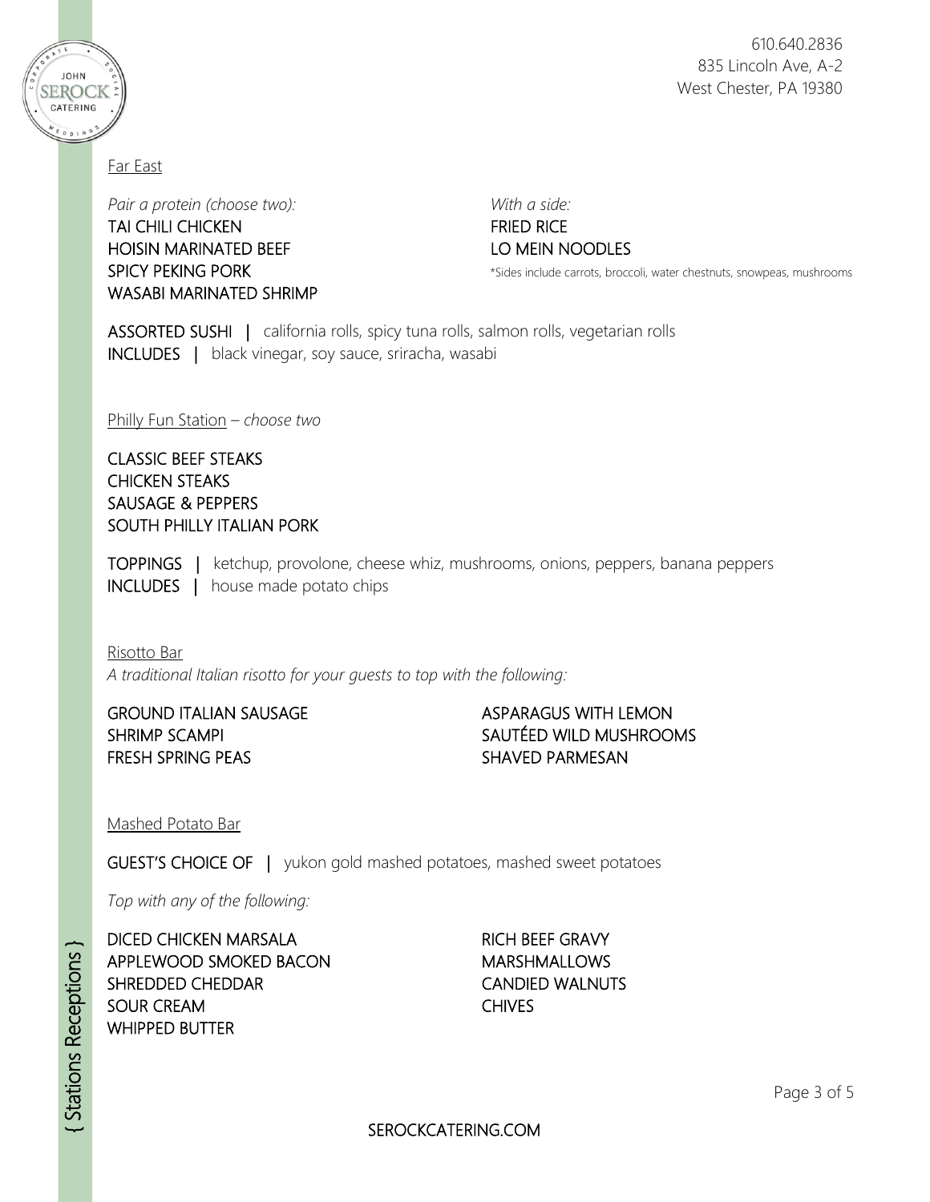## Far East

*Pair a protein (choose two):*

TAI CHILI CHICKEN
HOISIN MARINATED BEEF
SPICY PEKING PORK
WASABI MARINATED SHRIMP

*With a side:*

FRIED RICE
LO MEIN NOODLES

*Sides include carrots, broccoli, water chestnuts, snowpeas, mushrooms

ASSORTED SUSHI | california rolls, spicy tuna rolls, salmon rolls, vegetarian rolls
INCLUDES | black vinegar, soy sauce, sriracha, wasabi

## Philly Fun Station – *choose two*

CLASSIC BEEF STEAKS
CHICKEN STEAKS
SAUSAGE & PEPPERS
SOUTH PHILLY ITALIAN PORK

TOPPINGS | ketchup, provolone, cheese whiz, mushrooms, onions, peppers, banana peppers
INCLUDES | house made potato chips

## Risotto Bar

*A traditional Italian risotto for your guests to top with the following:*

GROUND ITALIAN SAUSAGE
SHRIMP SCAMPI
FRESH SPRING PEAS
ASPARAGUS WITH LEMON
SAUTÉED WILD MUSHROOMS
SHAVED PARMESAN

## Mashed Potato Bar

GUEST'S CHOICE OF | yukon gold mashed potatoes, mashed sweet potatoes

*Top with any of the following:*

DICED CHICKEN MARSALA
APPLEWOOD SMOKED BACON
SHREDDED CHEDDAR
SOUR CREAM
WHIPPED BUTTER
RICH BEEF GRAVY
MARSHMALLOWS
CANDIED WALNUTS
CHIVES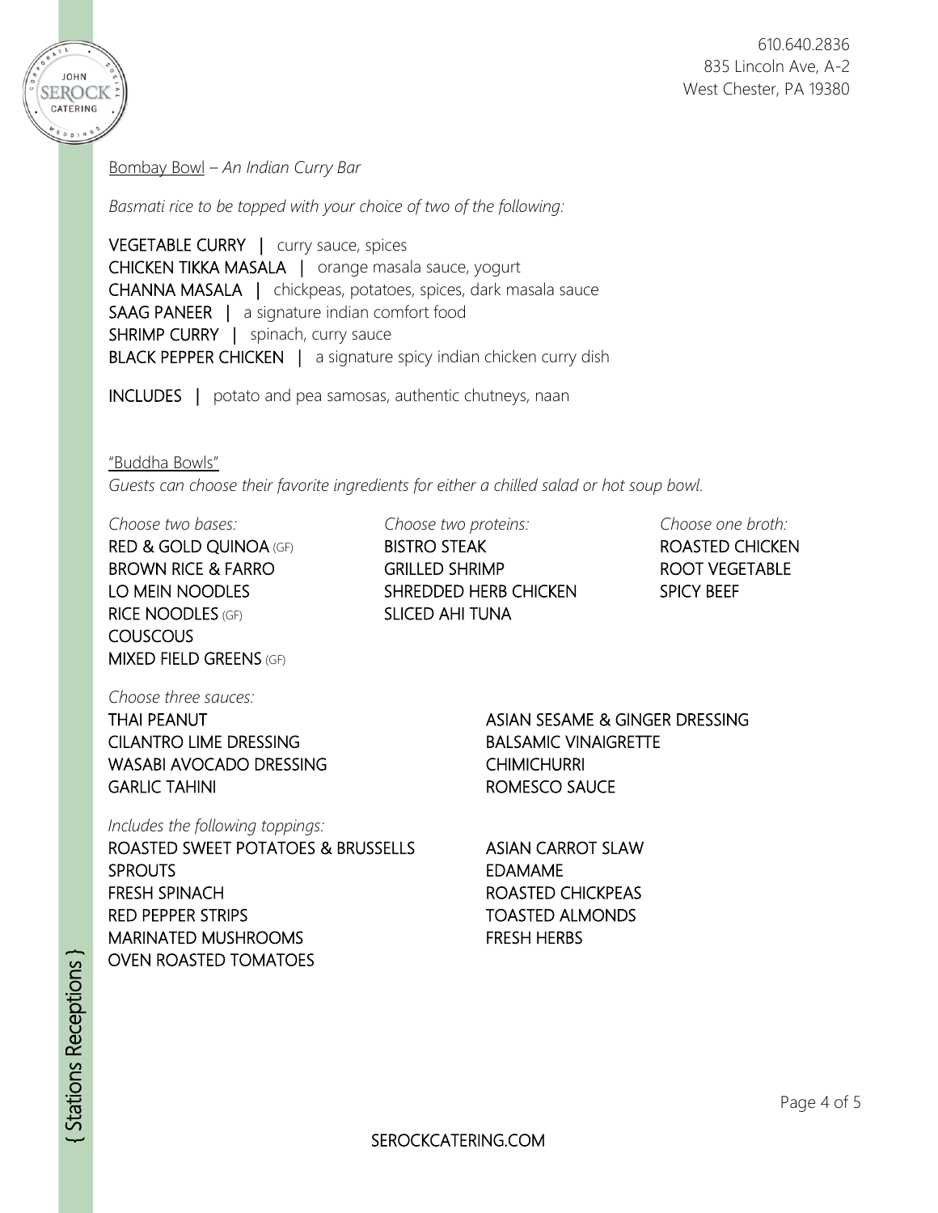610.640.2836
835 Lincoln Ave, A-2
West Chester, PA 19380

## Bombay Bowl – *An Indian Curry Bar*

*Basmati rice to be topped with your choice of two of the following:*

VEGETABLE CURRY | curry sauce, spices
CHICKEN TIKKA MASALA | orange masala sauce, yogurt
CHANNA MASALA | chickpeas, potatoes, spices, dark masala sauce
SAAG PANEER | a signature indian comfort food
SHRIMP CURRY | spinach, curry sauce
BLACK PEPPER CHICKEN | a signature spicy indian chicken curry dish

INCLUDES | potato and pea samosas, authentic chutneys, naan

## "Buddha Bowls"

*Guests can choose their favorite ingredients for either a chilled salad or hot soup bowl.*

*Choose two bases:*
RED & GOLD QUINOA (GF)
BROWN RICE & FARRO
LO MEIN NOODLES
RICE NOODLES (GF)
COUSCOUS
MIXED FIELD GREENS (GF)

*Choose two proteins:*
BISTRO STEAK
GRILLED SHRIMP
SHREDDED HERB CHICKEN
SLICED AHI TUNA

*Choose one broth:*
ROASTED CHICKEN
ROOT VEGETABLE
SPICY BEEF

*Choose three sauces:*
THAI PEANUT
CILANTRO LIME DRESSING
WASABI AVOCADO DRESSING
GARLIC TAHINI
ASIAN SESAME & GINGER DRESSING
BALSAMIC VINAIGRETTE
CHIMICHURRI
ROMESCO SAUCE

*Includes the following toppings:*
ROASTED SWEET POTATOES & BRUSSELLS SPROUTS
FRESH SPINACH
RED PEPPER STRIPS
MARINATED MUSHROOMS
OVEN ROASTED TOMATOES
ASIAN CARROT SLAW
EDAMAME
ROASTED CHICKPEAS
TOASTED ALMONDS
FRESH HERBS

SEROCKCATERING.COM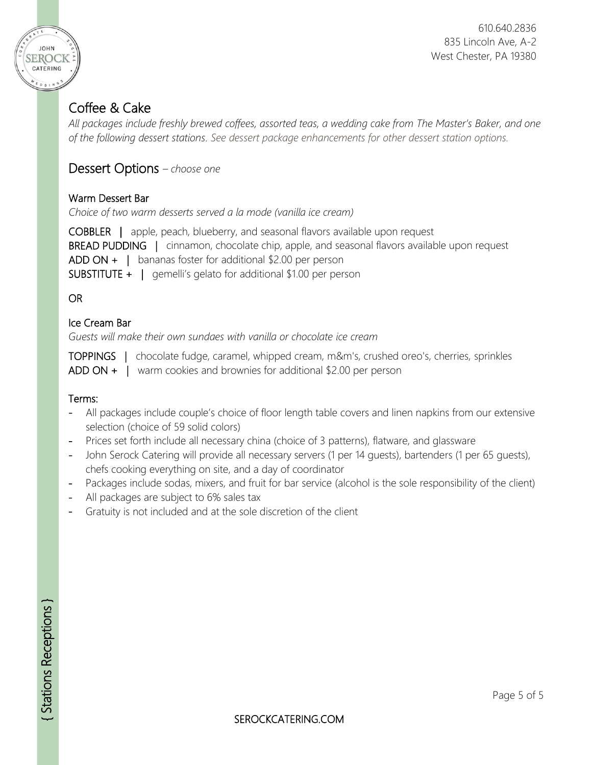610.640.2836
835 Lincoln Ave, A-2
West Chester, PA 19380

## Coffee & Cake

*All packages include freshly brewed coffees, assorted teas, a wedding cake from The Master's Baker, and one of the following dessert stations. See dessert package enhancements for other dessert station options.*

## Dessert Options – *choose one*

### Warm Dessert Bar

*Choice of two warm desserts served a la mode (vanilla ice cream)*

COBBLER | apple, peach, blueberry, and seasonal flavors available upon request
BREAD PUDDING | cinnamon, chocolate chip, apple, and seasonal flavors available upon request
ADD ON + | bananas foster for additional $2.00 per person
SUBSTITUTE + | gemelli's gelato for additional $1.00 per person

OR

### Ice Cream Bar

*Guests will make their own sundaes with vanilla or chocolate ice cream*

TOPPINGS | chocolate fudge, caramel, whipped cream, m&m's, crushed oreo's, cherries, sprinkles
ADD ON + | warm cookies and brownies for additional $2.00 per person

### Terms:

- All packages include couple's choice of floor length table covers and linen napkins from our extensive selection (choice of 59 solid colors)
- Prices set forth include all necessary china (choice of 3 patterns), flatware, and glassware
- John Serock Catering will provide all necessary servers (1 per 14 guests), bartenders (1 per 65 guests), chefs cooking everything on site, and a day of coordinator
- Packages include sodas, mixers, and fruit for bar service (alcohol is the sole responsibility of the client)
- All packages are subject to 6% sales tax
- Gratuity is not included and at the sole discretion of the client